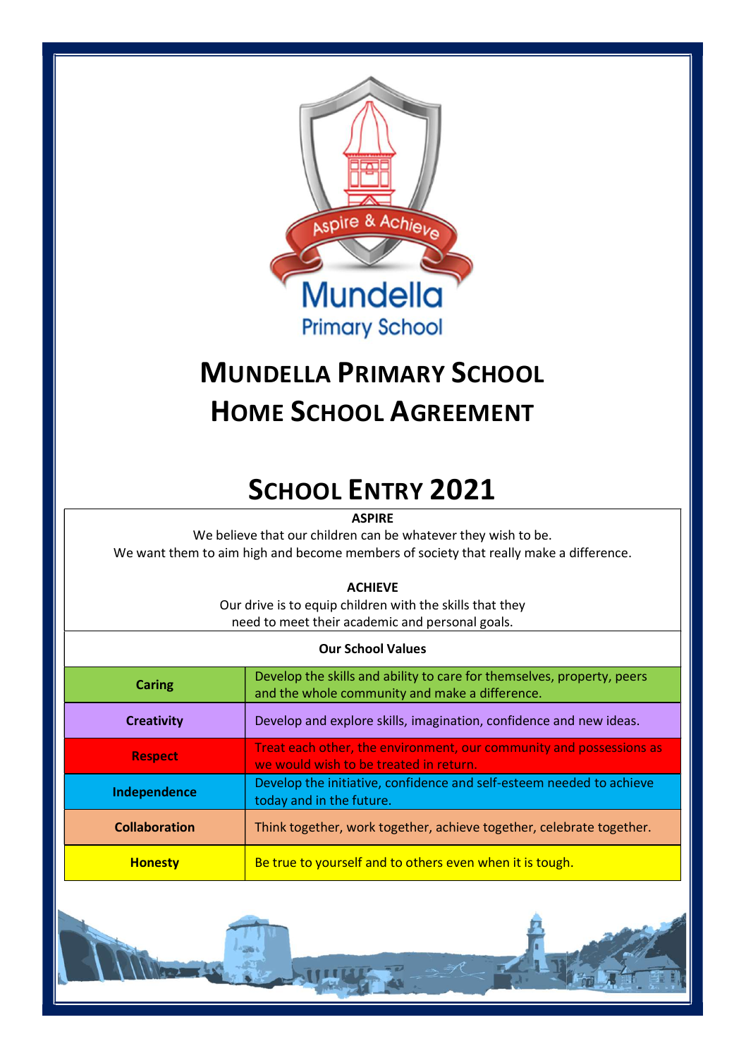# MUNDELLA PRIMARY SCHOOL
# HOME SCHOOL AGREEMENT

## SCHOOL ENTRY 2021

**ASPIRE**

We believe that our children can be whatever they wish to be.
We want them to aim high and become members of society that really make a difference.

**ACHIEVE**

Our drive is to equip children with the skills that they need to meet their academic and personal goals.

| **Our School Values** | |
|---|---|
| **Caring** | Develop the skills and ability to care for themselves, property, peers and the whole community and make a difference. |
| **Creativity** | Develop and explore skills, imagination, confidence and new ideas. |
| **Respect** | Treat each other, the environment, our community and possessions as we would wish to be treated in return. |
| **Independence** | Develop the initiative, confidence and self-esteem needed to achieve today and in the future. |
| **Collaboration** | Think together, work together, achieve together, celebrate together. |
| **Honesty** | Be true to yourself and to others even when it is tough. |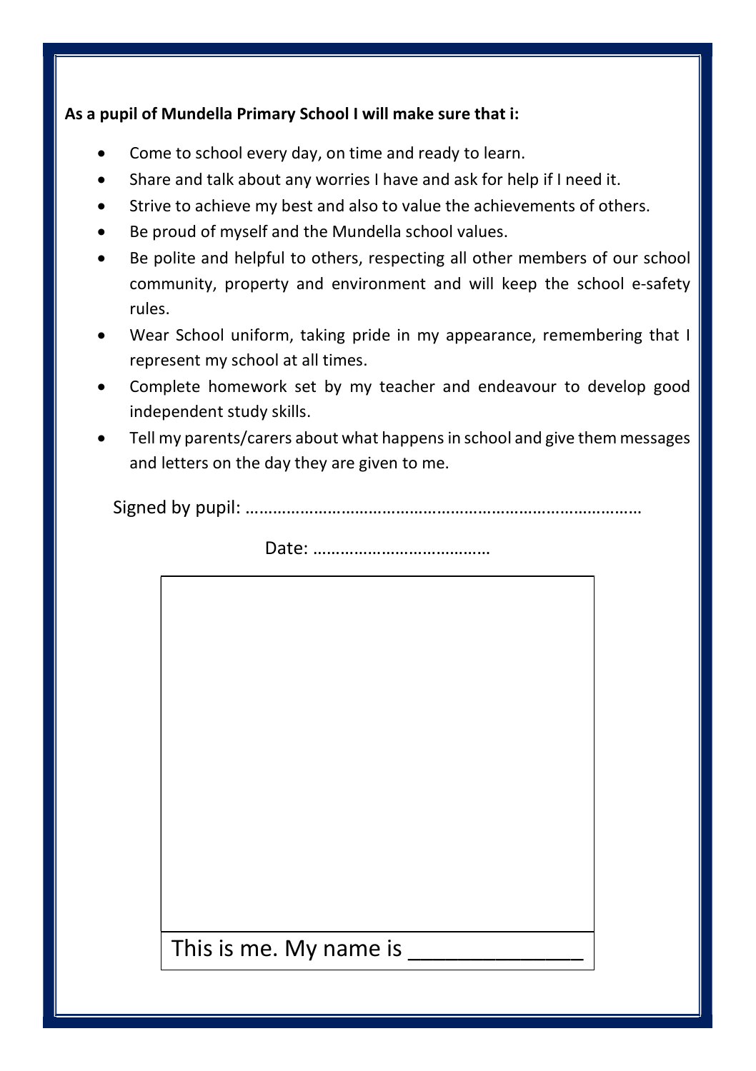**As a pupil of Mundella Primary School I will make sure that i:**

- Come to school every day, on time and ready to learn.
- Share and talk about any worries I have and ask for help if I need it.
- Strive to achieve my best and also to value the achievements of others.
- Be proud of myself and the Mundella school values.
- Be polite and helpful to others, respecting all other members of our school community, property and environment and will keep the school e-safety rules.
- Wear School uniform, taking pride in my appearance, remembering that I represent my school at all times.
- Complete homework set by my teacher and endeavour to develop good independent study skills.
- Tell my parents/carers about what happens in school and give them messages and letters on the day they are given to me.

Signed by pupil: ………………………………………………………………………….

Date: …………………………………

This is me. My name is ______________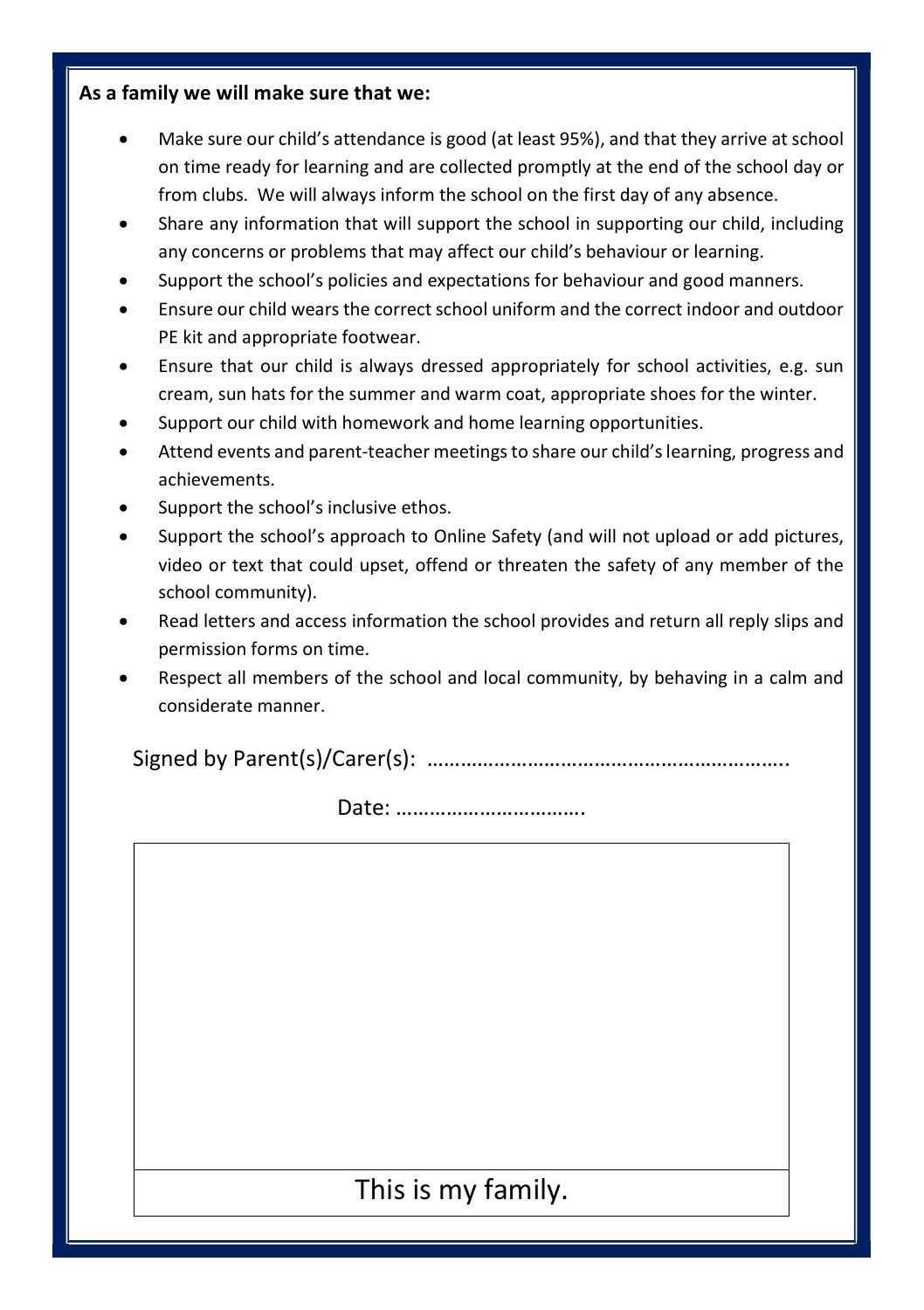**As a family we will make sure that we:**

- Make sure our child's attendance is good (at least 95%), and that they arrive at school on time ready for learning and are collected promptly at the end of the school day or from clubs. We will always inform the school on the first day of any absence.
- Share any information that will support the school in supporting our child, including any concerns or problems that may affect our child's behaviour or learning.
- Support the school's policies and expectations for behaviour and good manners.
- Ensure our child wears the correct school uniform and the correct indoor and outdoor PE kit and appropriate footwear.
- Ensure that our child is always dressed appropriately for school activities, e.g. sun cream, sun hats for the summer and warm coat, appropriate shoes for the winter.
- Support our child with homework and home learning opportunities.
- Attend events and parent-teacher meetings to share our child's learning, progress and achievements.
- Support the school's inclusive ethos.
- Support the school's approach to Online Safety (and will not upload or add pictures, video or text that could upset, offend or threaten the safety of any member of the school community).
- Read letters and access information the school provides and return all reply slips and permission forms on time.
- Respect all members of the school and local community, by behaving in a calm and considerate manner.

Signed by Parent(s)/Carer(s): ………………………………………………………..

Date: …………………………….

This is my family.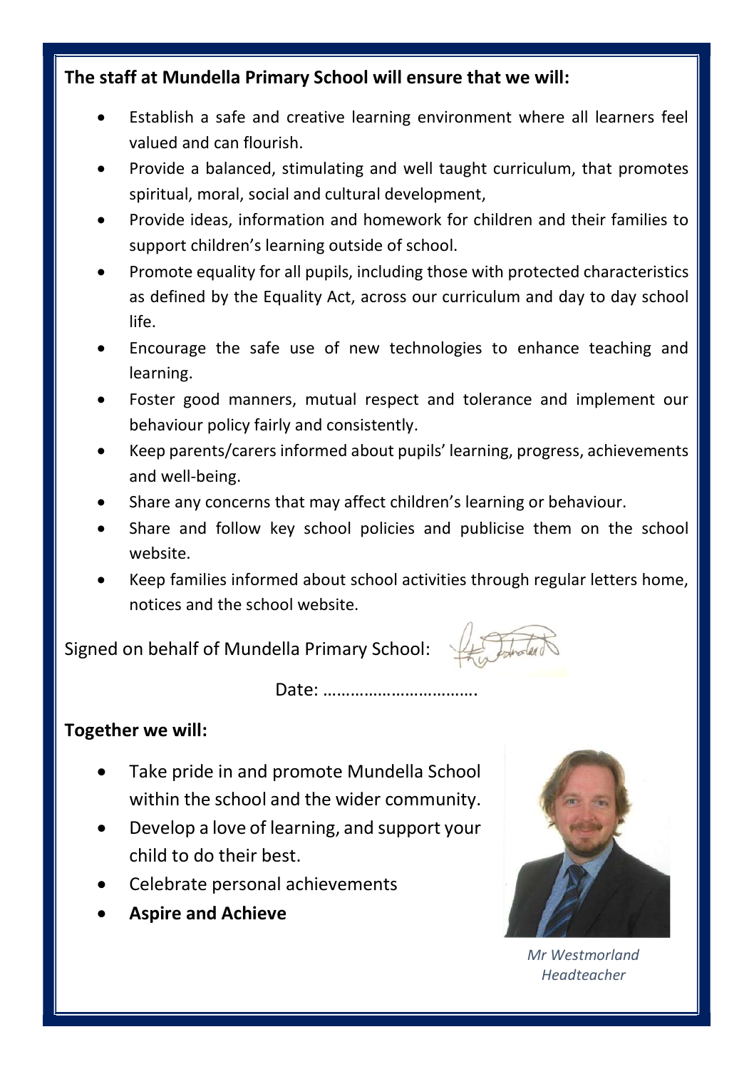**The staff at Mundella Primary School will ensure that we will:**

- Establish a safe and creative learning environment where all learners feel valued and can flourish.
- Provide a balanced, stimulating and well taught curriculum, that promotes spiritual, moral, social and cultural development,
- Provide ideas, information and homework for children and their families to support children's learning outside of school.
- Promote equality for all pupils, including those with protected characteristics as defined by the Equality Act, across our curriculum and day to day school life.
- Encourage the safe use of new technologies to enhance teaching and learning.
- Foster good manners, mutual respect and tolerance and implement our behaviour policy fairly and consistently.
- Keep parents/carers informed about pupils' learning, progress, achievements and well-being.
- Share any concerns that may affect children's learning or behaviour.
- Share and follow key school policies and publicise them on the school website.
- Keep families informed about school activities through regular letters home, notices and the school website.

Signed on behalf of Mundella Primary School:

Date: …………………………….

**Together we will:**

- Take pride in and promote Mundella School within the school and the wider community.
- Develop a love of learning, and support your child to do their best.
- Celebrate personal achievements
- **Aspire and Achieve**

*Mr Westmorland*
*Headteacher*